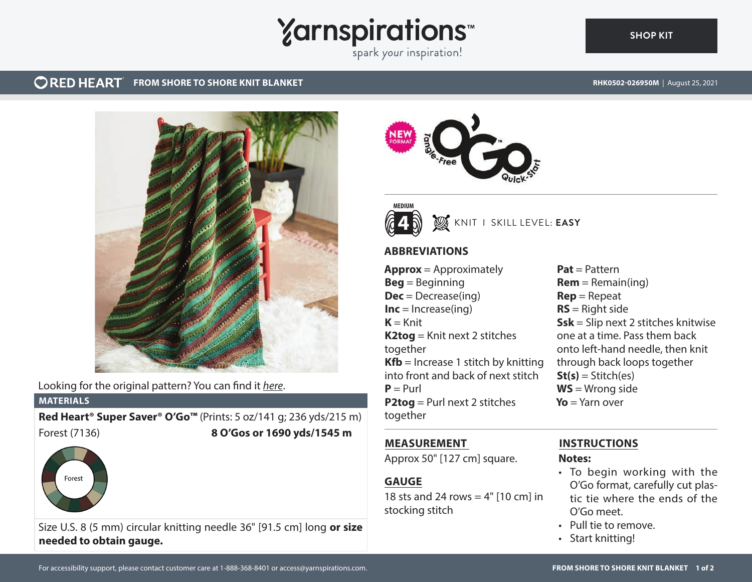# FROM SHORE TO SHORE KNIT BLANKET

RED HEART

RHK0502-026950M | August 25, 2021

Looking for the original pattern? You can find it *here*.

## MATERIALS

**Red Heart® Super Saver® O'Go™** (Prints: 5 oz/141 g; 236 yds/215 m)

Forest (7136) **8 O'Gos or 1690 yds/1545 m**

Forest

Size U.S. 8 (5 mm) circular knitting needle 36" [91.5 cm] long **or size needed to obtain gauge.**

NEW FORMAT — Tangle-Free O'Go™ Quick-Start

MEDIUM 4 — KNIT | SKILL LEVEL: **EASY**

## ABBREVIATIONS

**Approx** = Approximately
**Beg** = Beginning
**Dec** = Decrease(ing)
**Inc** = Increase(ing)
**K** = Knit
**K2tog** = Knit next 2 stitches together
**Kfb** = Increase 1 stitch by knitting into front and back of next stitch
**P** = Purl
**P2tog** = Purl next 2 stitches together
**Pat** = Pattern
**Rem** = Remain(ing)
**Rep** = Repeat
**RS** = Right side
**Ssk** = Slip next 2 stitches knitwise one at a time. Pass them back onto left-hand needle, then knit through back loops together
**St(s)** = Stitch(es)
**WS** = Wrong side
**Yo** = Yarn over

## MEASUREMENT

Approx 50" [127 cm] square.

## GAUGE

18 sts and 24 rows = 4" [10 cm] in stocking stitch

## INSTRUCTIONS

**Notes:**

- To begin working with the O'Go format, carefully cut plastic tie where the ends of the O'Go meet.
- Pull tie to remove.
- Start knitting!

For accessibility support, please contact customer care at 1-888-368-8401 or access@yarnspirations.com.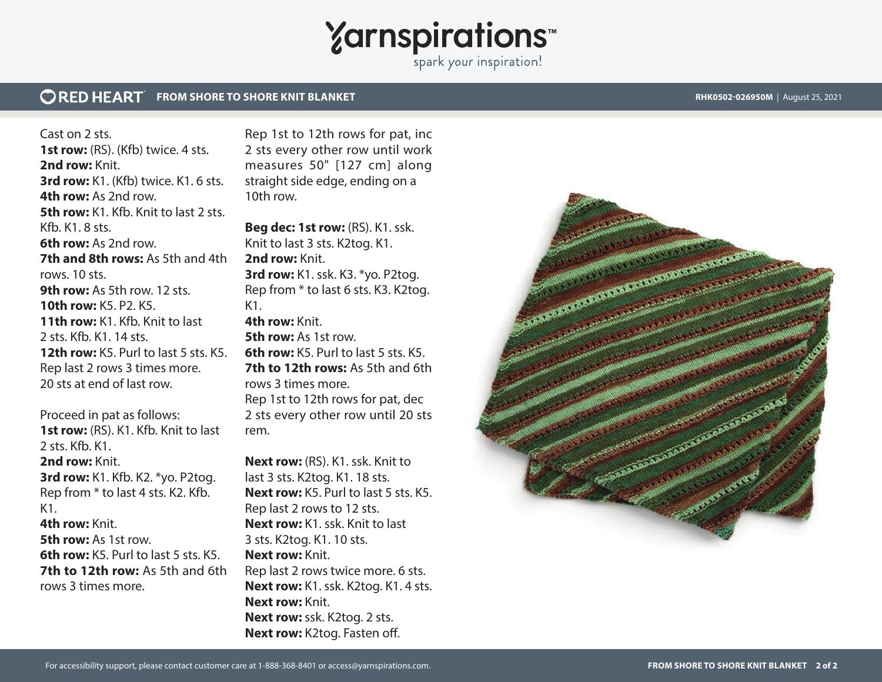Cast on 2 sts.
**1st row:** (RS). (Kfb) twice. 4 sts.
**2nd row:** Knit.
**3rd row:** K1. (Kfb) twice. K1. 6 sts.
**4th row:** As 2nd row.
**5th row:** K1. Kfb. Knit to last 2 sts. Kfb. K1. 8 sts.
**6th row:** As 2nd row.
**7th and 8th rows:** As 5th and 4th rows. 10 sts.
**9th row:** As 5th row. 12 sts.
**10th row:** K5. P2. K5.
**11th row:** K1. Kfb. Knit to last 2 sts. Kfb. K1. 14 sts.
**12th row:** K5. Purl to last 5 sts. K5.
Rep last 2 rows 3 times more. 20 sts at end of last row.

Proceed in pat as follows:
**1st row:** (RS). K1. Kfb. Knit to last 2 sts. Kfb. K1.
**2nd row:** Knit.
**3rd row:** K1. Kfb. K2. *yo. P2tog. Rep from * to last 4 sts. K2. Kfb. K1.
**4th row:** Knit.
**5th row:** As 1st row.
**6th row:** K5. Purl to last 5 sts. K5.
**7th to 12th row:** As 5th and 6th rows 3 times more.

Rep 1st to 12th rows for pat, inc 2 sts every other row until work measures 50" [127 cm] along straight side edge, ending on a 10th row.

**Beg dec: 1st row:** (RS). K1. ssk. Knit to last 3 sts. K2tog. K1.
**2nd row:** Knit.
**3rd row:** K1. ssk. K3. *yo. P2tog. Rep from * to last 6 sts. K3. K2tog. K1.
**4th row:** Knit.
**5th row:** As 1st row.
**6th row:** K5. Purl to last 5 sts. K5.
**7th to 12th rows:** As 5th and 6th rows 3 times more.
Rep 1st to 12th rows for pat, dec 2 sts every other row until 20 sts rem.

**Next row:** (RS). K1. ssk. Knit to last 3 sts. K2tog. K1. 18 sts.
**Next row:** K5. Purl to last 5 sts. K5.
Rep last 2 rows to 12 sts.
**Next row:** K1. ssk. Knit to last 3 sts. K2tog. K1. 10 sts.
**Next row:** Knit.
Rep last 2 rows twice more. 6 sts.
**Next row:** K1. ssk. K2tog. K1. 4 sts.
**Next row:** Knit.
**Next row:** ssk. K2tog. 2 sts.
**Next row:** K2tog. Fasten off.